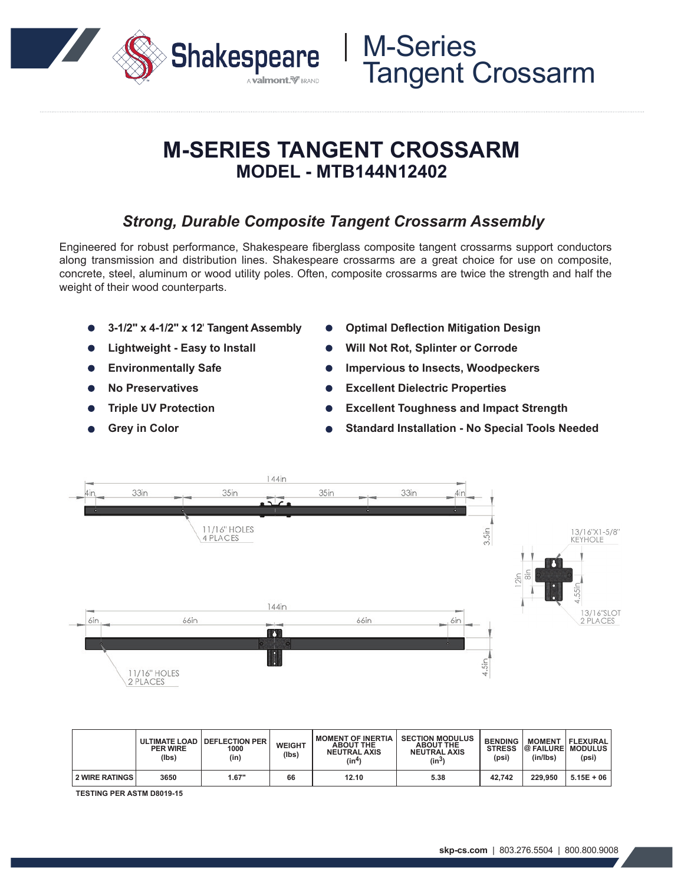# M-SERIES TANGENT CROSSARM
## MODEL - MTB144N12402

### *Strong, Durable Composite Tangent Crossarm Assembly*

Engineered for robust performance, Shakespeare fiberglass composite tangent crossarms support conductors along transmission and distribution lines. Shakespeare crossarms are a great choice for use on composite, concrete, steel, aluminum or wood utility poles. Often, composite crossarms are twice the strength and half the weight of their wood counterparts.

- **3-1/2" x 4-1/2" x 12' Tangent Assembly**
- **Lightweight - Easy to Install**
- **Environmentally Safe**
- **No Preservatives**
- **Triple UV Protection**
- **Grey in Color**
- **Optimal Deflection Mitigation Design**
- **Will Not Rot, Splinter or Corrode**
- **Impervious to Insects, Woodpeckers**
- **Excellent Dielectric Properties**
- **Excellent Toughness and Impact Strength**
- **Standard Installation - No Special Tools Needed**

144in | 4in | 33in | 35in | 35in | 33in | 4in | 3.5in
11/16" HOLES 4 PLACES

144in | 6in | 66in | 66in | 6in | 4.5in
11/16" HOLES 2 PLACES

13/16"X1-5/8" KEYHOLE | 12in | 8in | 4.55in
13/16"SLOT 2 PLACES

| | ULTIMATE LOAD PER WIRE (lbs) | DEFLECTION PER 1000 (in) | WEIGHT (lbs) | MOMENT OF INERTIA ABOUT THE NEUTRAL AXIS ($in^4$) | SECTION MODULUS ABOUT THE NEUTRAL AXIS ($in^3$) | BENDING STRESS (psi) | MOMENT @ FAILURE (in/lbs) | FLEXURAL MODULUS (psi) |
|---|---|---|---|---|---|---|---|---|
| 2 WIRE RATINGS | 3650 | 1.67" | 66 | 12.10 | 5.38 | 42,742 | 229,950 | 5.15E + 06 |

TESTING PER ASTM D8019-15

skp-cs.com | 803.276.5504 | 800.800.9008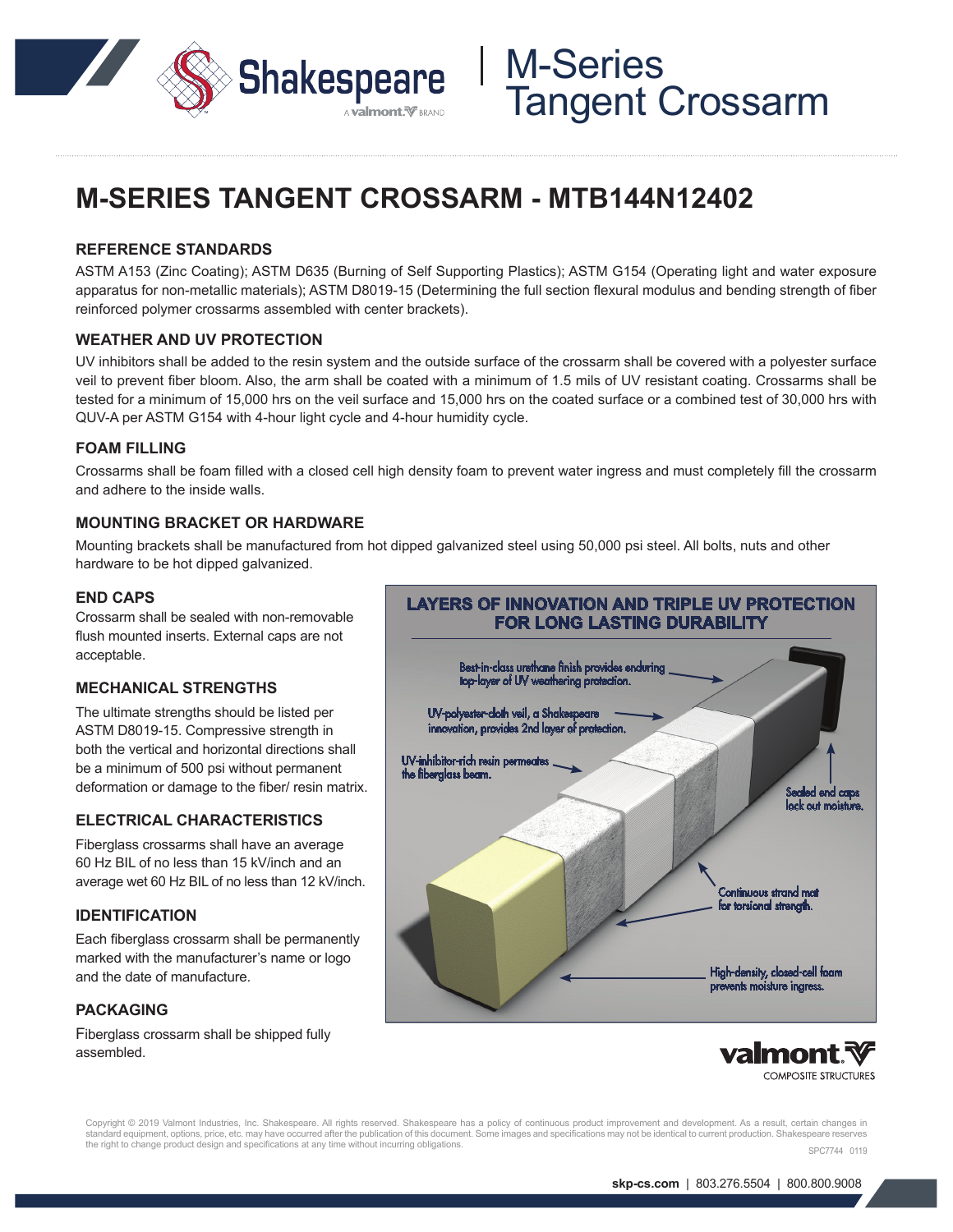# M-Series Tangent Crossarm

## M-SERIES TANGENT CROSSARM - MTB144N12402

### REFERENCE STANDARDS

ASTM A153 (Zinc Coating); ASTM D635 (Burning of Self Supporting Plastics); ASTM G154 (Operating light and water exposure apparatus for non-metallic materials); ASTM D8019-15 (Determining the full section flexural modulus and bending strength of fiber reinforced polymer crossarms assembled with center brackets).

### WEATHER AND UV PROTECTION

UV inhibitors shall be added to the resin system and the outside surface of the crossarm shall be covered with a polyester surface veil to prevent fiber bloom. Also, the arm shall be coated with a minimum of 1.5 mils of UV resistant coating. Crossarms shall be tested for a minimum of 15,000 hrs on the veil surface and 15,000 hrs on the coated surface or a combined test of 30,000 hrs with QUV-A per ASTM G154 with 4-hour light cycle and 4-hour humidity cycle.

### FOAM FILLING

Crossarms shall be foam filled with a closed cell high density foam to prevent water ingress and must completely fill the crossarm and adhere to the inside walls.

### MOUNTING BRACKET OR HARDWARE

Mounting brackets shall be manufactured from hot dipped galvanized steel using 50,000 psi steel. All bolts, nuts and other hardware to be hot dipped galvanized.

### END CAPS

Crossarm shall be sealed with non-removable flush mounted inserts. External caps are not acceptable.

### MECHANICAL STRENGTHS

The ultimate strengths should be listed per ASTM D8019-15. Compressive strength in both the vertical and horizontal directions shall be a minimum of 500 psi without permanent deformation or damage to the fiber/ resin matrix.

### ELECTRICAL CHARACTERISTICS

Fiberglass crossarms shall have an average 60 Hz BIL of no less than 15 kV/inch and an average wet 60 Hz BIL of no less than 12 kV/inch.

### IDENTIFICATION

Each fiberglass crossarm shall be permanently marked with the manufacturer's name or logo and the date of manufacture.

### PACKAGING

Fiberglass crossarm shall be shipped fully assembled.

**LAYERS OF INNOVATION AND TRIPLE UV PROTECTION FOR LONG LASTING DURABILITY**

Best-in-class urethane finish provides enduring top-layer of UV weathering protection.

UV-polyester-cloth veil, a Shakespeare innovation, provides 2nd layer of protection.

UV-inhibitor-rich resin permeates the fiberglass beam.

Sealed end caps lock out moisture.

Continuous strand mat for torsional strength.

High-density, closed-cell foam prevents moisture ingress.

Copyright © 2019 Valmont Industries, Inc. Shakespeare. All rights reserved. Shakespeare has a policy of continuous product improvement and development. As a result, certain changes in standard equipment, options, price, etc. may have occurred after the publication of this document. Some images and specifications may not be identical to current production. Shakespeare reserves the right to change product design and specifications at any time without incurring obligations.

SPC7744 0119

skp-cs.com | 803.276.5504 | 800.800.9008